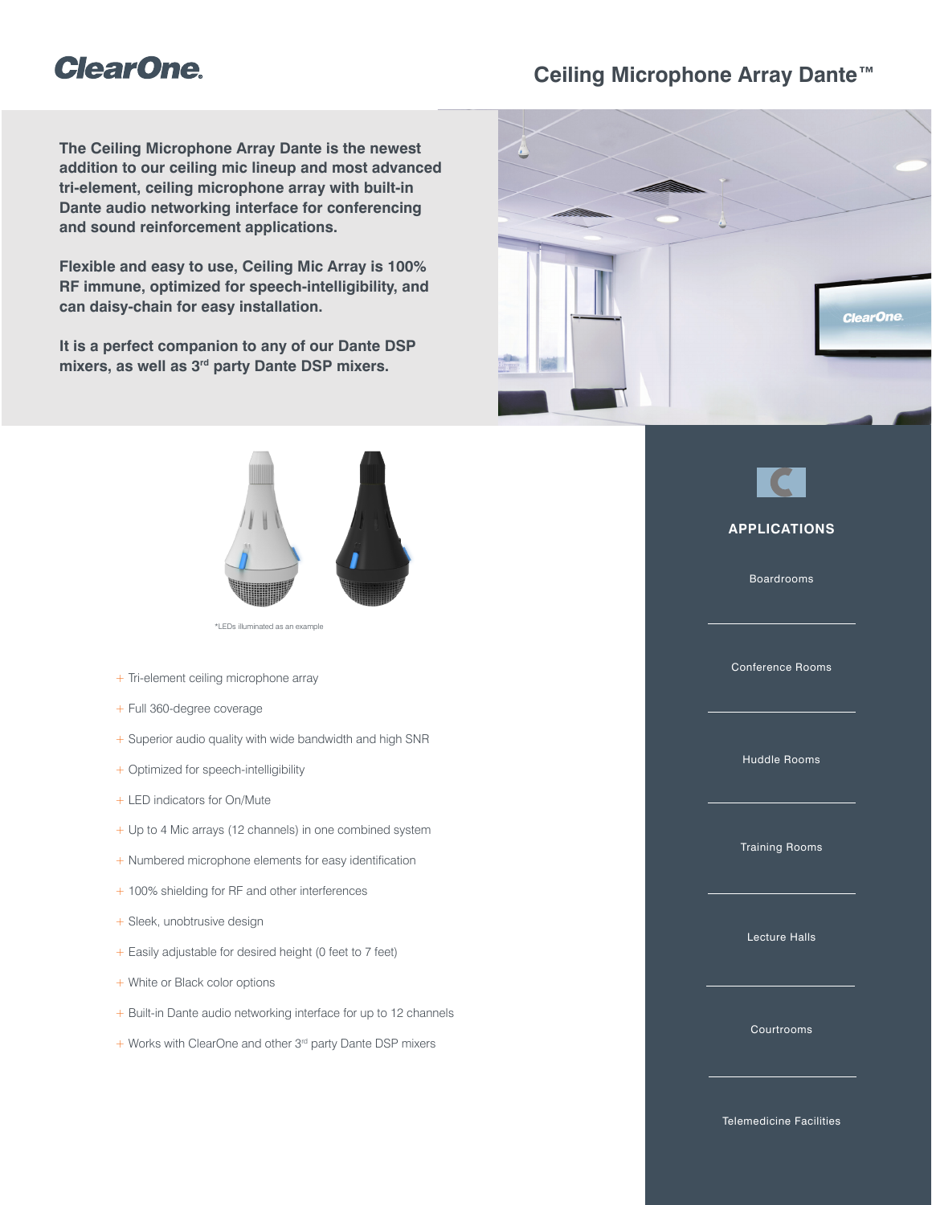# Ceiling Microphone Array Dante™

**The Ceiling Microphone Array Dante is the newest addition to our ceiling mic lineup and most advanced tri-element, ceiling microphone array with built-in Dante audio networking interface for conferencing and sound reinforcement applications.**

**Flexible and easy to use, Ceiling Mic Array is 100% RF immune, optimized for speech-intelligibility, and can daisy-chain for easy installation.**

**It is a perfect companion to any of our Dante DSP mixers, as well as 3rd party Dante DSP mixers.**

*LEDs illuminated as an example

- Tri-element ceiling microphone array
- Full 360-degree coverage
- Superior audio quality with wide bandwidth and high SNR
- Optimized for speech-intelligibility
- LED indicators for On/Mute
- Up to 4 Mic arrays (12 channels) in one combined system
- Numbered microphone elements for easy identification
- 100% shielding for RF and other interferences
- Sleek, unobtrusive design
- Easily adjustable for desired height (0 feet to 7 feet)
- White or Black color options
- Built-in Dante audio networking interface for up to 12 channels
- Works with ClearOne and other 3rd party Dante DSP mixers

## APPLICATIONS

- Boardrooms
- Conference Rooms
- Huddle Rooms
- Training Rooms
- Lecture Halls
- Courtrooms
- Telemedicine Facilities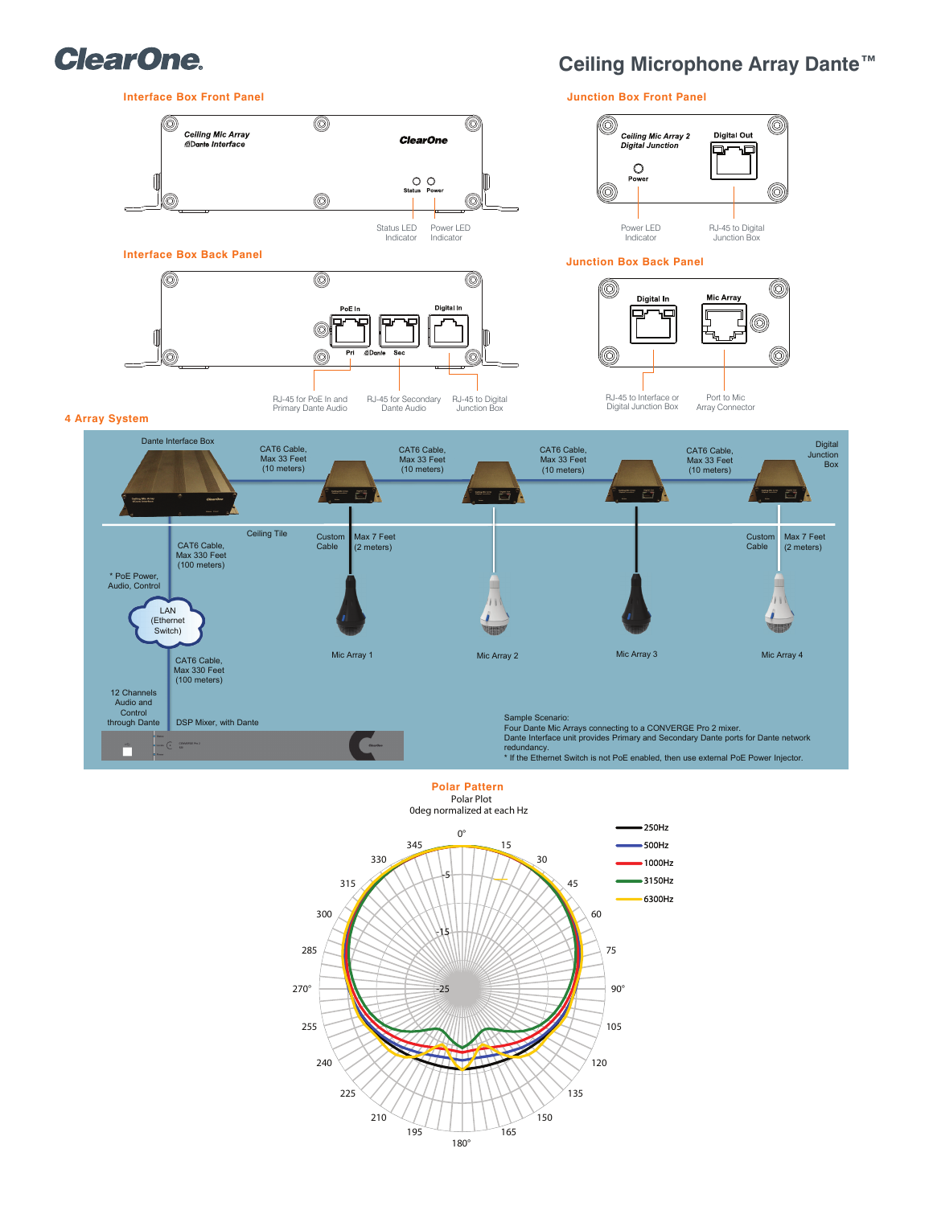# ClearOne

## Ceiling Microphone Array Dante™

### Interface Box Front Panel

Ceiling Mic Array Dante Interface — ClearOne

Status — Power

Status LED Indicator

Power LED Indicator

### Junction Box Front Panel

Ceiling Mic Array 2 Digital Junction

Digital Out

Power

Power LED Indicator

RJ-45 to Digital Junction Box

### Interface Box Back Panel

PoE In — Digital In

Pri — Dante — Sec

RJ-45 for PoE In and Primary Dante Audio

RJ-45 for Secondary Dante Audio

RJ-45 to Digital Junction Box

### Junction Box Back Panel

Digital In

Mic Array

RJ-45 to Interface or Digital Junction Box

Port to Mic Array Connector

### 4 Array System

Dante Interface Box

CAT6 Cable, Max 33 Feet (10 meters)

CAT6 Cable, Max 33 Feet (10 meters)

CAT6 Cable, Max 33 Feet (10 meters)

CAT6 Cable, Max 33 Feet (10 meters)

Digital Junction Box

Ceiling Tile

Custom Cable

Max 7 Feet (2 meters)

Custom Cable

Max 7 Feet (2 meters)

CAT6 Cable, Max 330 Feet (100 meters)

* PoE Power, Audio, Control

LAN (Ethernet Switch)

Mic Array 1

Mic Array 2

Mic Array 3

Mic Array 4

CAT6 Cable, Max 330 Feet (100 meters)

12 Channels Audio and Control through Dante

DSP Mixer, with Dante

Sample Scenario:
Four Dante Mic Arrays connecting to a CONVERGE Pro 2 mixer.
Dante Interface unit provides Primary and Secondary Dante ports for Dante network redundancy.
* If the Ethernet Switch is not PoE enabled, then use external PoE Power Injector.

### Polar Pattern

Polar Plot
0deg normalized at each Hz

Legend: 250Hz, 500Hz, 1000Hz, 3150Hz, 6300Hz

Angles: 0°, 15, 30, 45, 60, 75, 90°, 105, 120, 135, 150, 165, 180°, 195, 210, 225, 240, 255, 270°, 285, 300, 315, 330, 345

Radial scale: -5, -15, -25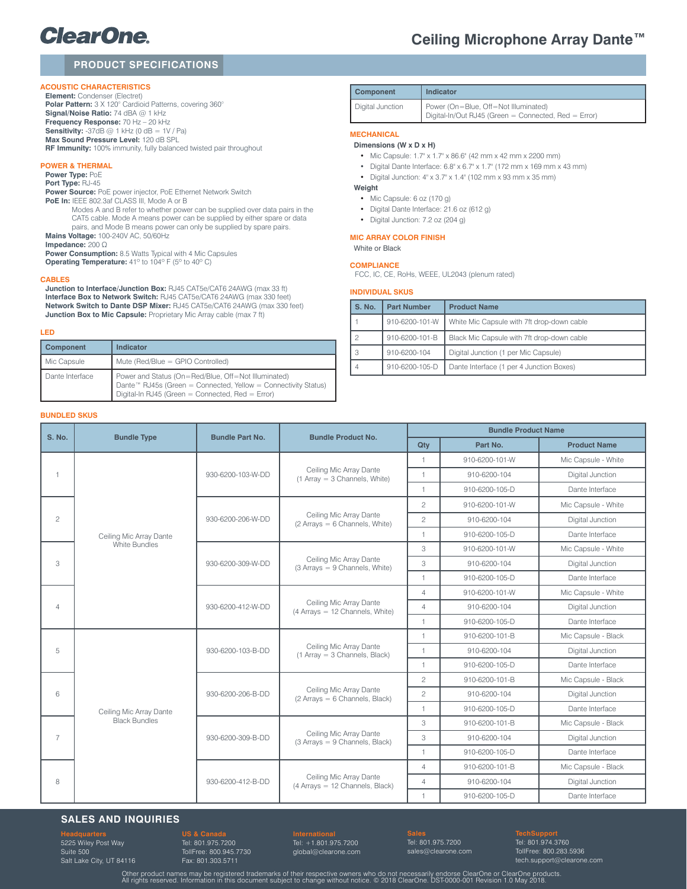# Ceiling Microphone Array Dante™

## PRODUCT SPECIFICATIONS

### ACOUSTIC CHARACTERISTICS

**Element:** Condenser (Electret)
**Polar Pattern:** 3 X 120° Cardioid Patterns, covering 360°
**Signal/Noise Ratio:** 74 dBA @ 1 kHz
**Frequency Response:** 70 Hz – 20 kHz
**Sensitivity:** -37dB @ 1 kHz (0 dB = 1V / Pa)
**Max Sound Pressure Level:** 120 dB SPL
**RF Immunity:** 100% immunity, fully balanced twisted pair throughout

### POWER & THERMAL

**Power Type:** PoE
**Port Type:** RJ-45
**Power Source:** PoE power injector, PoE Ethernet Network Switch
**PoE In:** IEEE 802.3af CLASS III, Mode A or B
Modes A and B refer to whether power can be supplied over data pairs in the CAT5 cable. Mode A means power can be supplied by either spare or data pairs, and Mode B means power can only be supplied by spare pairs.
**Mains Voltage:** 100-240V AC, 50/60Hz
**Impedance:** 200 Ω
**Power Consumption:** 8.5 Watts Typical with 4 Mic Capsules
**Operating Temperature:** 41° to 104° F (5° to 40° C)

### CABLES

**Junction to Interface/Junction Box:** RJ45 CAT5e/CAT6 24AWG (max 33 ft)
**Interface Box to Network Switch:** RJ45 CAT5e/CAT6 24AWG (max 330 feet)
**Network Switch to Dante DSP Mixer:** RJ45 CAT5e/CAT6 24AWG (max 330 feet)
**Junction Box to Mic Capsule:** Proprietary Mic Array cable (max 7 ft)

### LED

| Component | Indicator |
|---|---|
| Mic Capsule | Mute (Red/Blue = GPIO Controlled) |
| Dante Interface | Power and Status (On=Red/Blue, Off=Not Illuminated)<br>Dante™ RJ45s (Green = Connected, Yellow = Connectivity Status)<br>Digital-In RJ45 (Green = Connected, Red = Error) |
| Digital Junction | Power (On=Blue, Off=Not Illuminated)<br>Digital-In/Out RJ45 (Green = Connected, Red = Error) |

### MECHANICAL

**Dimensions (W x D x H)**

- Mic Capsule: 1.7" x 1.7" x 86.6" (42 mm x 42 mm x 2200 mm)
- Digital Dante Interface: 6.8" x 6.7" x 1.7" (172 mm x 169 mm x 43 mm)
- Digital Junction: 4" x 3.7" x 1.4" (102 mm x 93 mm x 35 mm)

**Weight**

- Mic Capsule: 6 oz (170 g)
- Digital Dante Interface: 21.6 oz (612 g)
- Digital Junction: 7.2 oz (204 g)

### MIC ARRAY COLOR FINISH

White or Black

### COMPLIANCE

FCC, IC, CE, RoHs, WEEE, UL2043 (plenum rated)

### INDIVIDUAL SKUS

| S. No. | Part Number | Product Name |
|---|---|---|
| 1 | 910-6200-101-W | White Mic Capsule with 7ft drop-down cable |
| 2 | 910-6200-101-B | Black Mic Capsule with 7ft drop-down cable |
| 3 | 910-6200-104 | Digital Junction (1 per Mic Capsule) |
| 4 | 910-6200-105-D | Dante Interface (1 per 4 Junction Boxes) |

### BUNDLED SKUS

| S. No. | Bundle Type | Bundle Part No. | Bundle Product No. | Bundle Product Name | | |
|---|---|---|---|---|---|---|
| | | | | Qty | Part No. | Product Name |
| 1 | Ceiling Mic Array Dante White Bundles | 930-6200-103-W-DD | Ceiling Mic Array Dante (1 Array = 3 Channels, White) | 1 | 910-6200-101-W | Mic Capsule - White |
| | | | | 1 | 910-6200-104 | Digital Junction |
| | | | | 1 | 910-6200-105-D | Dante Interface |
| 2 | | 930-6200-206-W-DD | Ceiling Mic Array Dante (2 Arrays = 6 Channels, White) | 2 | 910-6200-101-W | Mic Capsule - White |
| | | | | 2 | 910-6200-104 | Digital Junction |
| | | | | 1 | 910-6200-105-D | Dante Interface |
| 3 | | 930-6200-309-W-DD | Ceiling Mic Array Dante (3 Arrays = 9 Channels, White) | 3 | 910-6200-101-W | Mic Capsule - White |
| | | | | 3 | 910-6200-104 | Digital Junction |
| | | | | 1 | 910-6200-105-D | Dante Interface |
| 4 | | 930-6200-412-W-DD | Ceiling Mic Array Dante (4 Arrays = 12 Channels, White) | 4 | 910-6200-101-W | Mic Capsule - White |
| | | | | 4 | 910-6200-104 | Digital Junction |
| | | | | 1 | 910-6200-105-D | Dante Interface |
| 5 | Ceiling Mic Array Dante Black Bundles | 930-6200-103-B-DD | Ceiling Mic Array Dante (1 Array = 3 Channels, Black) | 1 | 910-6200-101-B | Mic Capsule - Black |
| | | | | 1 | 910-6200-104 | Digital Junction |
| | | | | 1 | 910-6200-105-D | Dante Interface |
| 6 | | 930-6200-206-B-DD | Ceiling Mic Array Dante (2 Arrays = 6 Channels, Black) | 2 | 910-6200-101-B | Mic Capsule - Black |
| | | | | 2 | 910-6200-104 | Digital Junction |
| | | | | 1 | 910-6200-105-D | Dante Interface |
| 7 | | 930-6200-309-B-DD | Ceiling Mic Array Dante (3 Arrays = 9 Channels, Black) | 3 | 910-6200-101-B | Mic Capsule - Black |
| | | | | 3 | 910-6200-104 | Digital Junction |
| | | | | 1 | 910-6200-105-D | Dante Interface |
| 8 | | 930-6200-412-B-DD | Ceiling Mic Array Dante (4 Arrays = 12 Channels, Black) | 4 | 910-6200-101-B | Mic Capsule - Black |
| | | | | 4 | 910-6200-104 | Digital Junction |
| | | | | 1 | 910-6200-105-D | Dante Interface |

## SALES AND INQUIRIES

**Headquarters**
5225 Wiley Post Way
Suite 500
Salt Lake City, UT 84116

**US & Canada**
Tel: 801.975.7200
TollFree: 800.945.7730
Fax: 801.303.5711

**International**
Tel: +1.801.975.7200
global@clearone.com

**Sales**
Tel: 801.975.7200
sales@clearone.com

**TechSupport**
Tel: 801.974.3760
TollFree: 800.283.5936
tech.support@clearone.com

Other product names may be registered trademarks of their respective owners who do not necessarily endorse ClearOne or ClearOne products. All rights reserved. Information in this document subject to change without notice. © 2018 ClearOne. DST-0000-001 Revision 1.0 May 2018.